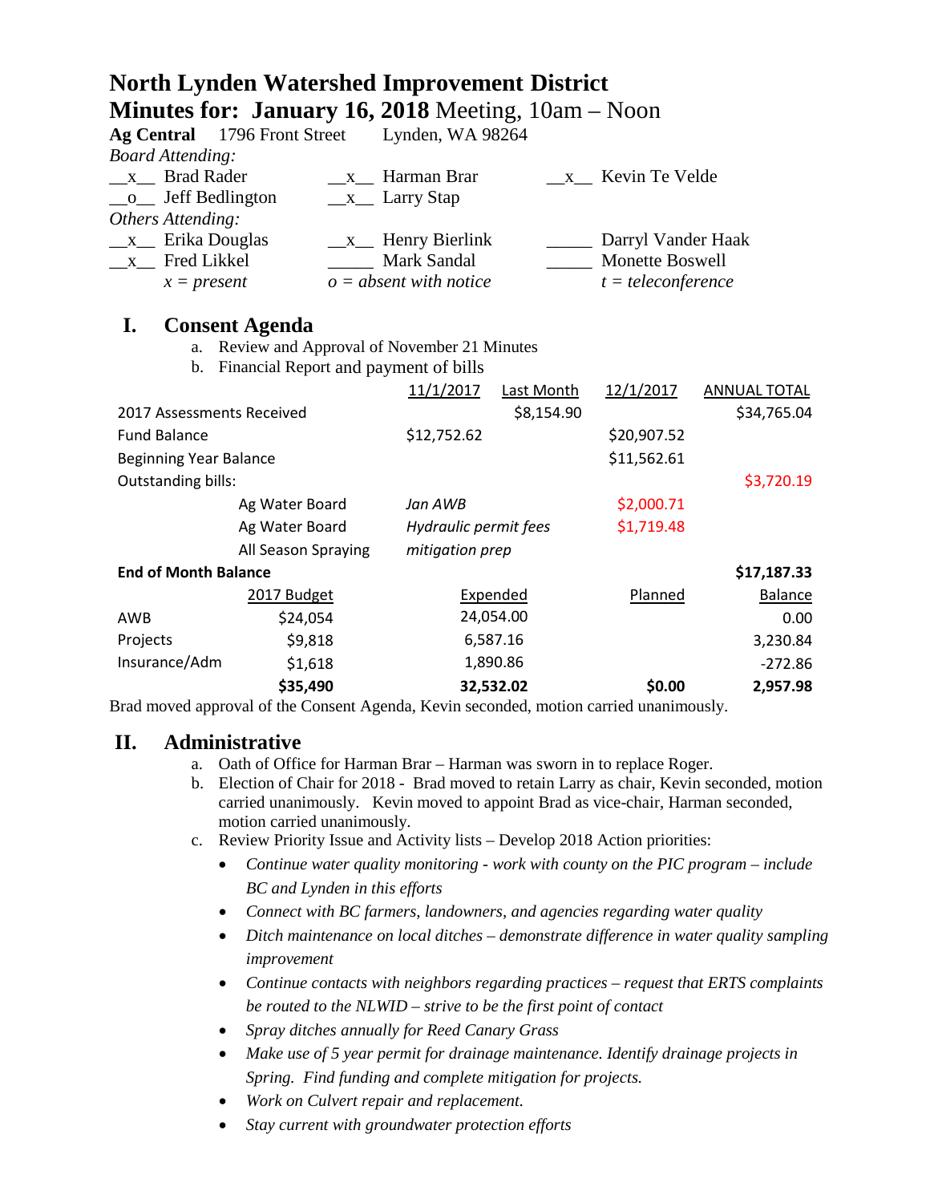# North Lynden Watershed Improvement District

## Minutes for: January 16, 2018 Meeting, 10am – Noon

**Ag Central** 1796 Front Street Lynden, WA 98264

*Board Attending:*

| | | |
|---|---|---|
| __x__ Brad Rader | __x__ Harman Brar | __x__ Kevin Te Velde |
| __o__ Jeff Bedlington | __x__ Larry Stap | |

*Others Attending:*

| | | |
|---|---|---|
| __x__ Erika Douglas | __x__ Henry Bierlink | _____ Darryl Vander Haak |
| __x__ Fred Likkel | _____ Mark Sandal | _____ Monette Boswell |
| *x = present* | *o = absent with notice* | *t = teleconference* |

## I. Consent Agenda

a. Review and Approval of November 21 Minutes
b. Financial Report and payment of bills

| | | 11/1/2017 | Last Month | 12/1/2017 | ANNUAL TOTAL |
|---|---|---|---|---|---|
| 2017 Assessments Received | | | $8,154.90 | | $34,765.04 |
| Fund Balance | | $12,752.62 | | $20,907.52 | |
| Beginning Year Balance | | | | $11,562.61 | |
| Outstanding bills: | | | | | $3,720.19 |
| | Ag Water Board | *Jan AWB* | | $2,000.71 | |
| | Ag Water Board | *Hydraulic permit fees* | | $1,719.48 | |
| | All Season Spraying | *mitigation prep* | | | |
| **End of Month Balance** | | | | | **$17,187.33** |

| | 2017 Budget | Expended | Planned | Balance |
|---|---|---|---|---|
| AWB | $24,054 | 24,054.00 | | 0.00 |
| Projects | $9,818 | 6,587.16 | | 3,230.84 |
| Insurance/Adm | $1,618 | 1,890.86 | | -272.86 |
| | **$35,490** | **32,532.02** | **$0.00** | **2,957.98** |

Brad moved approval of the Consent Agenda, Kevin seconded, motion carried unanimously.

## II. Administrative

a. Oath of Office for Harman Brar – Harman was sworn in to replace Roger.
b. Election of Chair for 2018 - Brad moved to retain Larry as chair, Kevin seconded, motion carried unanimously. Kevin moved to appoint Brad as vice-chair, Harman seconded, motion carried unanimously.
c. Review Priority Issue and Activity lists – Develop 2018 Action priorities:
   - *Continue water quality monitoring - work with county on the PIC program – include BC and Lynden in this efforts*
   - *Connect with BC farmers, landowners, and agencies regarding water quality*
   - *Ditch maintenance on local ditches – demonstrate difference in water quality sampling improvement*
   - *Continue contacts with neighbors regarding practices – request that ERTS complaints be routed to the NLWID – strive to be the first point of contact*
   - *Spray ditches annually for Reed Canary Grass*
   - *Make use of 5 year permit for drainage maintenance. Identify drainage projects in Spring. Find funding and complete mitigation for projects.*
   - *Work on Culvert repair and replacement.*
   - *Stay current with groundwater protection efforts*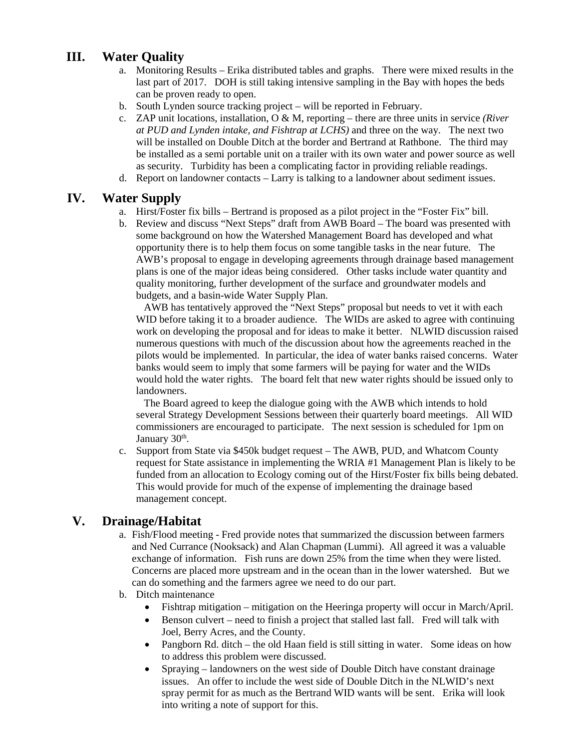## III. Water Quality

a. Monitoring Results – Erika distributed tables and graphs. There were mixed results in the last part of 2017. DOH is still taking intensive sampling in the Bay with hopes the beds can be proven ready to open.

b. South Lynden source tracking project – will be reported in February.

c. ZAP unit locations, installation, O & M, reporting – there are three units in service *(River at PUD and Lynden intake, and Fishtrap at LCHS)* and three on the way. The next two will be installed on Double Ditch at the border and Bertrand at Rathbone. The third may be installed as a semi portable unit on a trailer with its own water and power source as well as security. Turbidity has been a complicating factor in providing reliable readings.

d. Report on landowner contacts – Larry is talking to a landowner about sediment issues.

## IV. Water Supply

a. Hirst/Foster fix bills – Bertrand is proposed as a pilot project in the "Foster Fix" bill.

b. Review and discuss "Next Steps" draft from AWB Board – The board was presented with some background on how the Watershed Management Board has developed and what opportunity there is to help them focus on some tangible tasks in the near future. The AWB's proposal to engage in developing agreements through drainage based management plans is one of the major ideas being considered. Other tasks include water quantity and quality monitoring, further development of the surface and groundwater models and budgets, and a basin-wide Water Supply Plan.

AWB has tentatively approved the "Next Steps" proposal but needs to vet it with each WID before taking it to a broader audience. The WIDs are asked to agree with continuing work on developing the proposal and for ideas to make it better. NLWID discussion raised numerous questions with much of the discussion about how the agreements reached in the pilots would be implemented. In particular, the idea of water banks raised concerns. Water banks would seem to imply that some farmers will be paying for water and the WIDs would hold the water rights. The board felt that new water rights should be issued only to landowners.

The Board agreed to keep the dialogue going with the AWB which intends to hold several Strategy Development Sessions between their quarterly board meetings. All WID commissioners are encouraged to participate. The next session is scheduled for 1pm on January 30th.

c. Support from State via $450k budget request – The AWB, PUD, and Whatcom County request for State assistance in implementing the WRIA #1 Management Plan is likely to be funded from an allocation to Ecology coming out of the Hirst/Foster fix bills being debated. This would provide for much of the expense of implementing the drainage based management concept.

## V. Drainage/Habitat

a. Fish/Flood meeting - Fred provide notes that summarized the discussion between farmers and Ned Currance (Nooksack) and Alan Chapman (Lummi). All agreed it was a valuable exchange of information. Fish runs are down 25% from the time when they were listed. Concerns are placed more upstream and in the ocean than in the lower watershed. But we can do something and the farmers agree we need to do our part.

b. Ditch maintenance

- Fishtrap mitigation – mitigation on the Heeringa property will occur in March/April.
- Benson culvert – need to finish a project that stalled last fall. Fred will talk with Joel, Berry Acres, and the County.
- Pangborn Rd. ditch – the old Haan field is still sitting in water. Some ideas on how to address this problem were discussed.
- Spraying – landowners on the west side of Double Ditch have constant drainage issues. An offer to include the west side of Double Ditch in the NLWID's next spray permit for as much as the Bertrand WID wants will be sent. Erika will look into writing a note of support for this.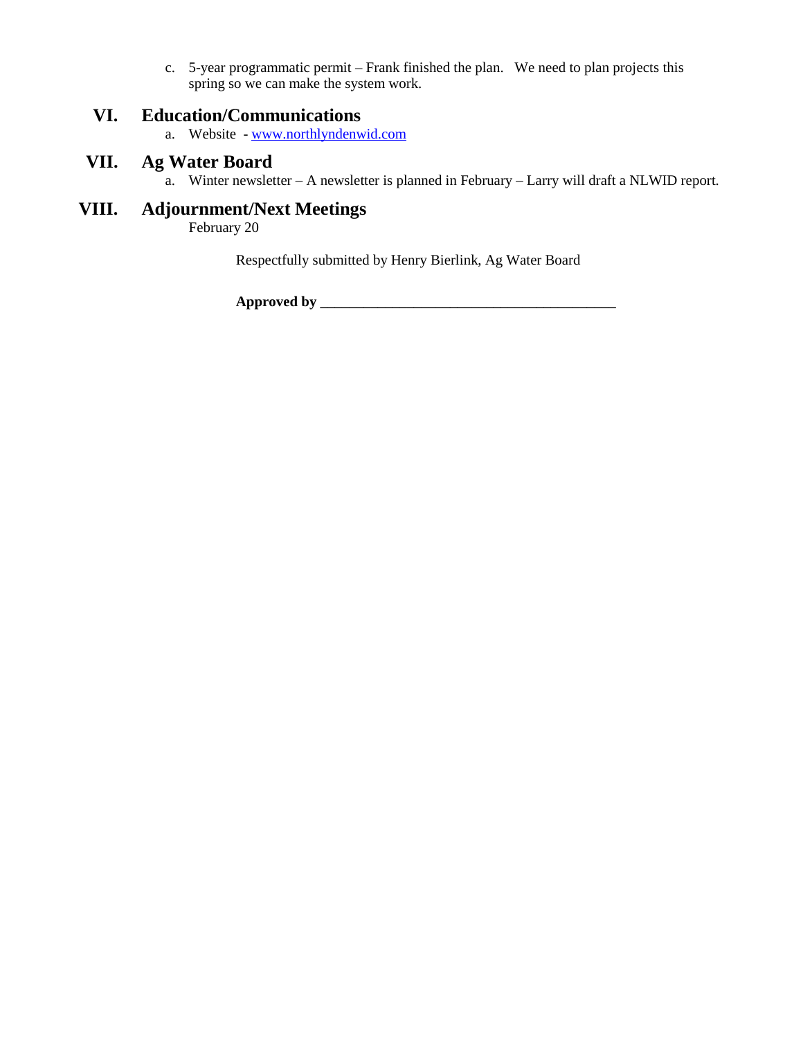c. 5-year programmatic permit – Frank finished the plan. We need to plan projects this spring so we can make the system work.

## VI. Education/Communications

a. Website - [www.northlyndenwid.com](http://www.northlyndenwid.com)

## VII. Ag Water Board

a. Winter newsletter – A newsletter is planned in February – Larry will draft a NLWID report.

## VIII. Adjournment/Next Meetings

February 20

Respectfully submitted by Henry Bierlink, Ag Water Board

**Approved by \_\_\_\_\_\_\_\_\_\_\_\_\_\_\_\_\_\_\_\_\_\_\_\_\_\_\_\_\_\_\_\_\_\_\_\_\_\_\_\_\_**